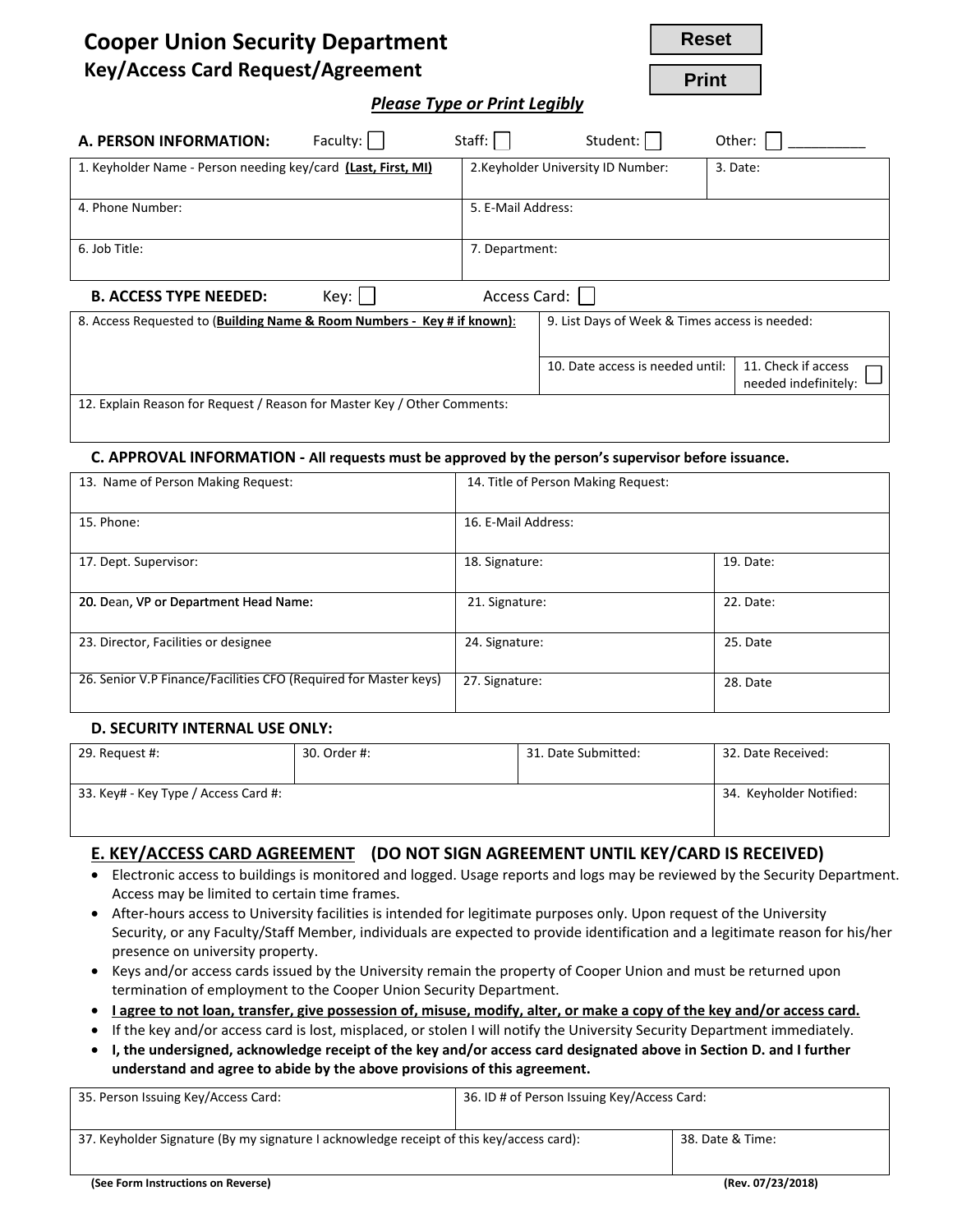# Cooper Union Security Department

## Key/Access Card Request/Agreement

Reset

Print

***Please Type or Print Legibly***

### A. PERSON INFORMATION:

Faculty: ☐ Staff: ☐ Student: ☐ Other: ☐ __________

| 1. Keyholder Name - Person needing key/card **(Last, First, MI)** | 2.Keyholder University ID Number: | 3. Date: |
|---|---|---|
| 4. Phone Number: | 5. E-Mail Address: | |
| 6. Job Title: | 7. Department: | |

### B. ACCESS TYPE NEEDED:

Key: ☐ Access Card: ☐

| 8. Access Requested to (**Building Name & Room Numbers - Key # if known)**: | 9. List Days of Week & Times access is needed: | |
|---|---|---|
| | 10. Date access is needed until: | 11. Check if access needed indefinitely: ☐ |
| 12. Explain Reason for Request / Reason for Master Key / Other Comments: | | |

### C. APPROVAL INFORMATION - All requests must be approved by the person's supervisor before issuance.

| 13. Name of Person Making Request: | 14. Title of Person Making Request: | |
|---|---|---|
| 15. Phone: | 16. E-Mail Address: | |
| 17. Dept. Supervisor: | 18. Signature: | 19. Date: |
| 20. Dean, VP or Department Head Name: | 21. Signature: | 22. Date: |
| 23. Director, Facilities or designee | 24. Signature: | 25. Date |
| 26. Senior V.P Finance/Facilities CFO (Required for Master keys) | 27. Signature: | 28. Date |

### D. SECURITY INTERNAL USE ONLY:

| 29. Request #: | 30. Order #: | 31. Date Submitted: | 32. Date Received: |
|---|---|---|---|
| 33. Key# - Key Type / Access Card #: | | | 34. Keyholder Notified: |

### E. KEY/ACCESS CARD AGREEMENT (DO NOT SIGN AGREEMENT UNTIL KEY/CARD IS RECEIVED)

- Electronic access to buildings is monitored and logged. Usage reports and logs may be reviewed by the Security Department. Access may be limited to certain time frames.
- After-hours access to University facilities is intended for legitimate purposes only. Upon request of the University Security, or any Faculty/Staff Member, individuals are expected to provide identification and a legitimate reason for his/her presence on university property.
- Keys and/or access cards issued by the University remain the property of Cooper Union and must be returned upon termination of employment to the Cooper Union Security Department.
- **I agree to not loan, transfer, give possession of, misuse, modify, alter, or make a copy of the key and/or access card.**
- If the key and/or access card is lost, misplaced, or stolen I will notify the University Security Department immediately.
- **I, the undersigned, acknowledge receipt of the key and/or access card designated above in Section D. and I further understand and agree to abide by the above provisions of this agreement.**

| 35. Person Issuing Key/Access Card: | 36. ID # of Person Issuing Key/Access Card: |
|---|---|
| 37. Keyholder Signature (By my signature I acknowledge receipt of this key/access card): | 38. Date & Time: |

**(See Form Instructions on Reverse)** **(Rev. 07/23/2018)**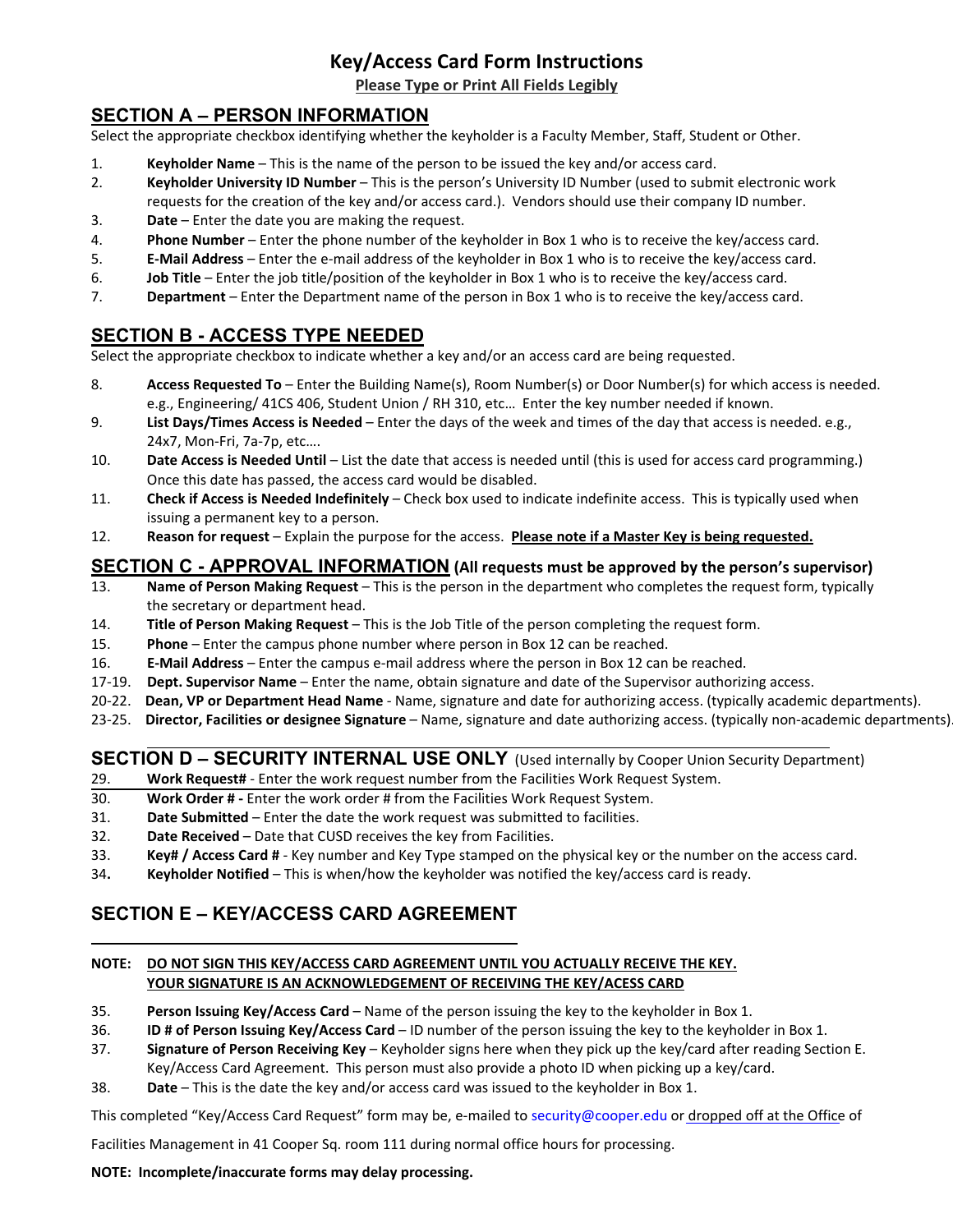# Key/Access Card Form Instructions

**Please Type or Print All Fields Legibly**

## SECTION A – PERSON INFORMATION

Select the appropriate checkbox identifying whether the keyholder is a Faculty Member, Staff, Student or Other.

1. **Keyholder Name** – This is the name of the person to be issued the key and/or access card.
2. **Keyholder University ID Number** – This is the person's University ID Number (used to submit electronic work requests for the creation of the key and/or access card.). Vendors should use their company ID number.
3. **Date** – Enter the date you are making the request.
4. **Phone Number** – Enter the phone number of the keyholder in Box 1 who is to receive the key/access card.
5. **E-Mail Address** – Enter the e-mail address of the keyholder in Box 1 who is to receive the key/access card.
6. **Job Title** – Enter the job title/position of the keyholder in Box 1 who is to receive the key/access card.
7. **Department** – Enter the Department name of the person in Box 1 who is to receive the key/access card.

## SECTION B - ACCESS TYPE NEEDED

Select the appropriate checkbox to indicate whether a key and/or an access card are being requested.

8. **Access Requested To** – Enter the Building Name(s), Room Number(s) or Door Number(s) for which access is needed. e.g., Engineering/ 41CS 406, Student Union / RH 310, etc… Enter the key number needed if known.
9. **List Days/Times Access is Needed** – Enter the days of the week and times of the day that access is needed. e.g., 24x7, Mon-Fri, 7a-7p, etc….
10. **Date Access is Needed Until** – List the date that access is needed until (this is used for access card programming.) Once this date has passed, the access card would be disabled.
11. **Check if Access is Needed Indefinitely** – Check box used to indicate indefinite access. This is typically used when issuing a permanent key to a person.
12. **Reason for request** – Explain the purpose for the access. **Please note if a Master Key is being requested.**

## SECTION C - APPROVAL INFORMATION (All requests must be approved by the person's supervisor)

13. **Name of Person Making Request** – This is the person in the department who completes the request form, typically the secretary or department head.
14. **Title of Person Making Request** – This is the Job Title of the person completing the request form.
15. **Phone** – Enter the campus phone number where person in Box 12 can be reached.
16. **E-Mail Address** – Enter the campus e-mail address where the person in Box 12 can be reached.

17-19. **Dept. Supervisor Name** – Enter the name, obtain signature and date of the Supervisor authorizing access.

20-22. **Dean, VP or Department Head Name** - Name, signature and date for authorizing access. (typically academic departments).

23-25. **Director, Facilities or designee Signature** – Name, signature and date authorizing access. (typically non-academic departments).

## SECTION D – SECURITY INTERNAL USE ONLY (Used internally by Cooper Union Security Department)

29. **Work Request#** - Enter the work request number from the Facilities Work Request System.
30. **Work Order # -** Enter the work order # from the Facilities Work Request System.
31. **Date Submitted** – Enter the date the work request was submitted to facilities.
32. **Date Received** – Date that CUSD receives the key from Facilities.
33. **Key# / Access Card #** - Key number and Key Type stamped on the physical key or the number on the access card.
34. **Keyholder Notified** – This is when/how the keyholder was notified the key/access card is ready.

## SECTION E – KEY/ACCESS CARD AGREEMENT

**NOTE: DO NOT SIGN THIS KEY/ACCESS CARD AGREEMENT UNTIL YOU ACTUALLY RECEIVE THE KEY. YOUR SIGNATURE IS AN ACKNOWLEDGEMENT OF RECEIVING THE KEY/ACESS CARD**

35. **Person Issuing Key/Access Card** – Name of the person issuing the key to the keyholder in Box 1.
36. **ID # of Person Issuing Key/Access Card** – ID number of the person issuing the key to the keyholder in Box 1.
37. **Signature of Person Receiving Key** – Keyholder signs here when they pick up the key/card after reading Section E. Key/Access Card Agreement. This person must also provide a photo ID when picking up a key/card.
38. **Date** – This is the date the key and/or access card was issued to the keyholder in Box 1.

This completed "Key/Access Card Request" form may be, e-mailed to security@cooper.edu or dropped off at the Office of Facilities Management in 41 Cooper Sq. room 111 during normal office hours for processing.

**NOTE: Incomplete/inaccurate forms may delay processing.**